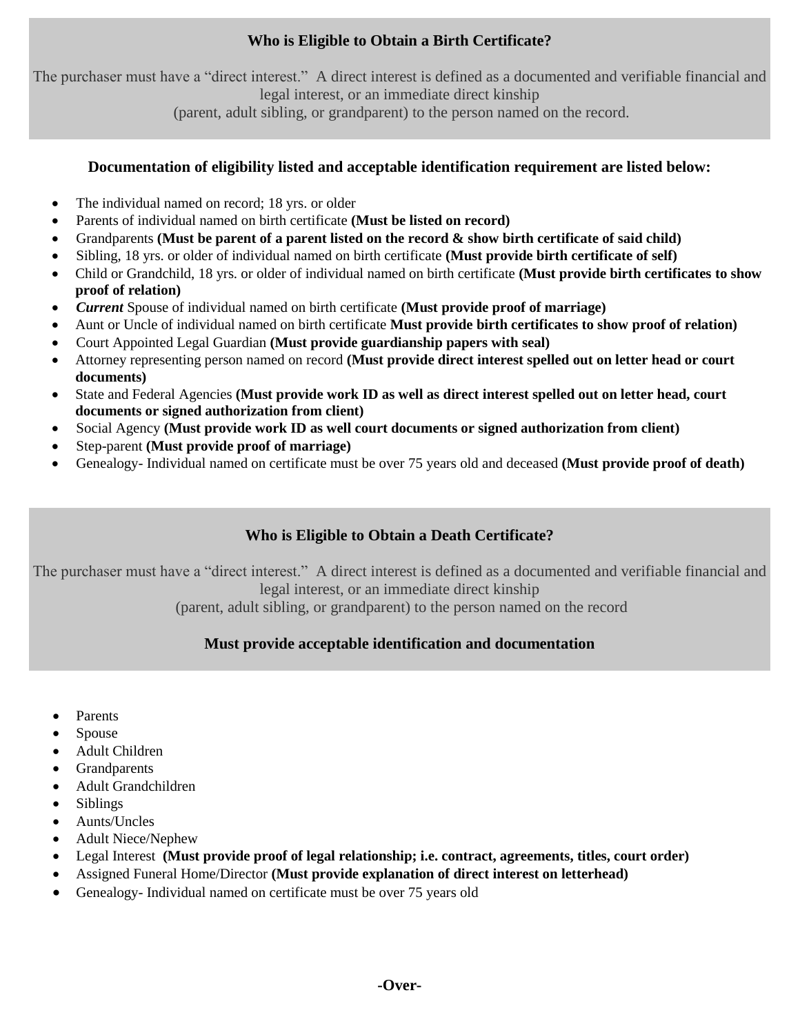## Who is Eligible to Obtain a Birth Certificate?

The purchaser must have a "direct interest." A direct interest is defined as a documented and verifiable financial and legal interest, or an immediate direct kinship (parent, adult sibling, or grandparent) to the person named on the record.

### Documentation of eligibility listed and acceptable identification requirement are listed below:

- The individual named on record; 18 yrs. or older
- Parents of individual named on birth certificate **(Must be listed on record)**
- Grandparents **(Must be parent of a parent listed on the record & show birth certificate of said child)**
- Sibling, 18 yrs. or older of individual named on birth certificate **(Must provide birth certificate of self)**
- Child or Grandchild, 18 yrs. or older of individual named on birth certificate **(Must provide birth certificates to show proof of relation)**
- ***Current*** Spouse of individual named on birth certificate **(Must provide proof of marriage)**
- Aunt or Uncle of individual named on birth certificate **Must provide birth certificates to show proof of relation)**
- Court Appointed Legal Guardian **(Must provide guardianship papers with seal)**
- Attorney representing person named on record **(Must provide direct interest spelled out on letter head or court documents)**
- State and Federal Agencies **(Must provide work ID as well as direct interest spelled out on letter head, court documents or signed authorization from client)**
- Social Agency **(Must provide work ID as well court documents or signed authorization from client)**
- Step-parent **(Must provide proof of marriage)**
- Genealogy- Individual named on certificate must be over 75 years old and deceased **(Must provide proof of death)**

## Who is Eligible to Obtain a Death Certificate?

The purchaser must have a "direct interest." A direct interest is defined as a documented and verifiable financial and legal interest, or an immediate direct kinship (parent, adult sibling, or grandparent) to the person named on the record

**Must provide acceptable identification and documentation**

- Parents
- Spouse
- Adult Children
- Grandparents
- Adult Grandchildren
- Siblings
- Aunts/Uncles
- Adult Niece/Nephew
- Legal Interest **(Must provide proof of legal relationship; i.e. contract, agreements, titles, court order)**
- Assigned Funeral Home/Director **(Must provide explanation of direct interest on letterhead)**
- Genealogy- Individual named on certificate must be over 75 years old

**-Over-**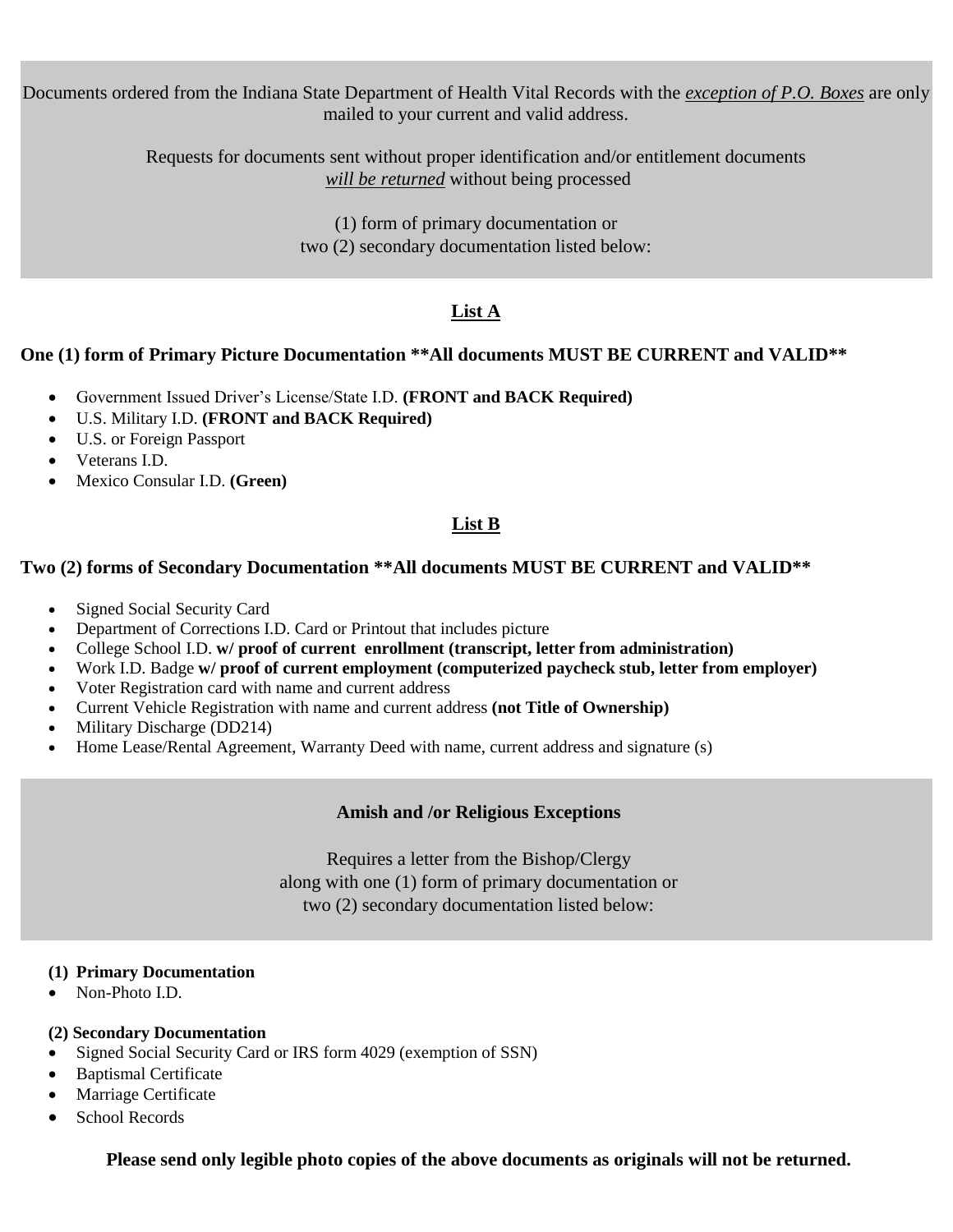Documents ordered from the Indiana State Department of Health Vital Records with the ***exception of P.O. Boxes*** are only mailed to your current and valid address.

Requests for documents sent without proper identification and/or entitlement documents ***will be returned*** without being processed

(1) form of primary documentation or
two (2) secondary documentation listed below:

## List A

**One (1) form of Primary Picture Documentation \*\*All documents MUST BE CURRENT and VALID\*\***

- Government Issued Driver's License/State I.D. **(FRONT and BACK Required)**
- U.S. Military I.D. **(FRONT and BACK Required)**
- U.S. or Foreign Passport
- Veterans I.D.
- Mexico Consular I.D. **(Green)**

## List B

**Two (2) forms of Secondary Documentation \*\*All documents MUST BE CURRENT and VALID\*\***

- Signed Social Security Card
- Department of Corrections I.D. Card or Printout that includes picture
- College School I.D. **w/ proof of current enrollment (transcript, letter from administration)**
- Work I.D. Badge **w/ proof of current employment (computerized paycheck stub, letter from employer)**
- Voter Registration card with name and current address
- Current Vehicle Registration with name and current address **(not Title of Ownership)**
- Military Discharge (DD214)
- Home Lease/Rental Agreement, Warranty Deed with name, current address and signature (s)

### Amish and /or Religious Exceptions

Requires a letter from the Bishop/Clergy
along with one (1) form of primary documentation or
two (2) secondary documentation listed below:

**(1) Primary Documentation**

- Non-Photo I.D.

**(2) Secondary Documentation**

- Signed Social Security Card or IRS form 4029 (exemption of SSN)
- Baptismal Certificate
- Marriage Certificate
- School Records

**Please send only legible photo copies of the above documents as originals will not be returned.**